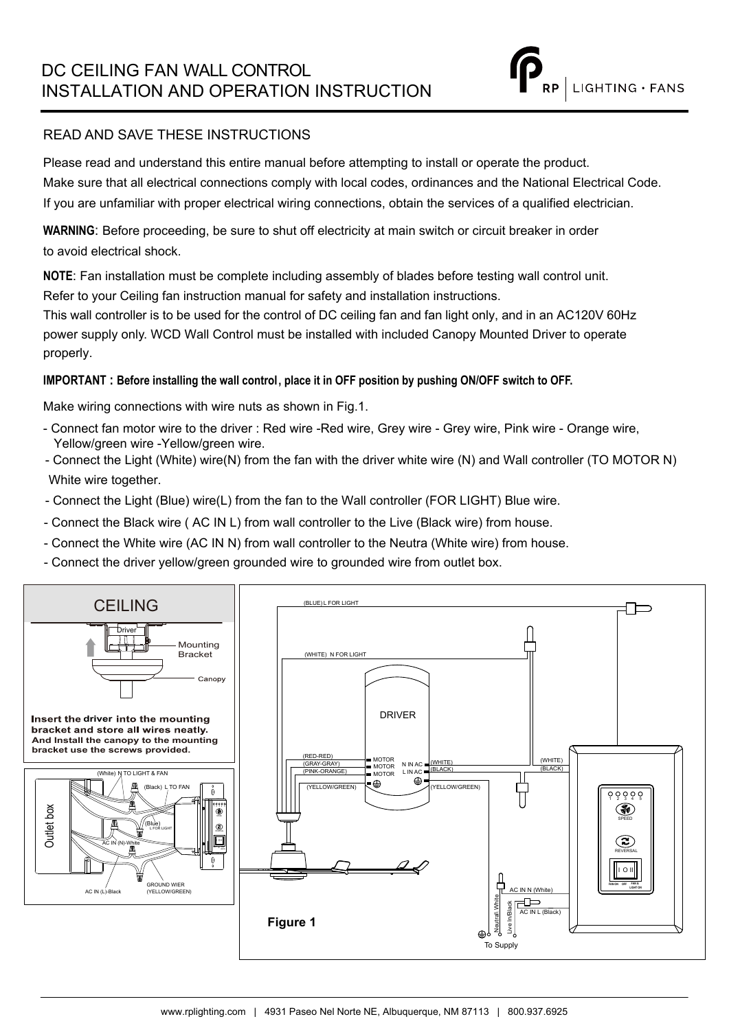# DC CEILING FAN WALL CONTROL
# INSTALLATION AND OPERATION INSTRUCTION

RP | LIGHTING · FANS

## READ AND SAVE THESE INSTRUCTIONS

Please read and understand this entire manual before attempting to install or operate the product.
Make sure that all electrical connections comply with local codes, ordinances and the National Electrical Code.
If you are unfamiliar with proper electrical wiring connections, obtain the services of a qualified electrician.

**WARNING**: Before proceeding, be sure to shut off electricity at main switch or circuit breaker in order to avoid electrical shock.

**NOTE**: Fan installation must be complete including assembly of blades before testing wall control unit.
Refer to your Ceiling fan instruction manual for safety and installation instructions.
This wall controller is to be used for the control of DC ceiling fan and fan light only, and in an AC120V 60Hz power supply only. WCD Wall Control must be installed with included Canopy Mounted Driver to operate properly.

**IMPORTANT : Before installing the wall control, place it in OFF position by pushing ON/OFF switch to OFF.**

Make wiring connections with wire nuts as shown in Fig.1.

- Connect fan motor wire to the driver : Red wire -Red wire, Grey wire - Grey wire, Pink wire - Orange wire, Yellow/green wire -Yellow/green wire.
- Connect the Light (White) wire(N) from the fan with the driver white wire (N) and Wall controller (TO MOTOR N) White wire together.
- Connect the Light (Blue) wire(L) from the fan to the Wall controller (FOR LIGHT) Blue wire.
- Connect the Black wire ( AC IN L) from wall controller to the Live (Black wire) from house.
- Connect the White wire (AC IN N) from wall controller to the Neutra (White wire) from house.
- Connect the driver yellow/green grounded wire to grounded wire from outlet box.

CEILING

Driver

Mounting Bracket

Canopy

**Insert the driver into the mounting bracket and store all wires neatly. And Install the canopy to the mounting bracket use the screws provided.**

Outlet box

(White) N TO LIGHT & FAN

(Black) L TO FAN

(Blue) L FOR LIGHT

AC IN (N)-White

AC IN (L)-Black

GROUND WIER (YELLOW/GREEN)

(BLUE) L FOR LIGHT

(WHITE) N FOR LIGHT

DRIVER

(RED-RED)
(GRAY-GRAY)
(PINK-ORANGE)
(YELLOW/GREEN)

MOTOR
MOTOR
MOTOR

N IN AC
L IN AC

(WHITE)
(BLACK)
(YELLOW/GREEN)

(WHITE)
(BLACK)

1 2 3 4 5
SPEED

REVERSAL

FAN ON OFF FAN & LIGHT ON

AC IN N (White)

AC IN L (Black)

Neutral White

Live In/Black

To Supply

Figure 1

www.rplighting.com | 4931 Paseo Nel Norte NE, Albuquerque, NM 87113 | 800.937.6925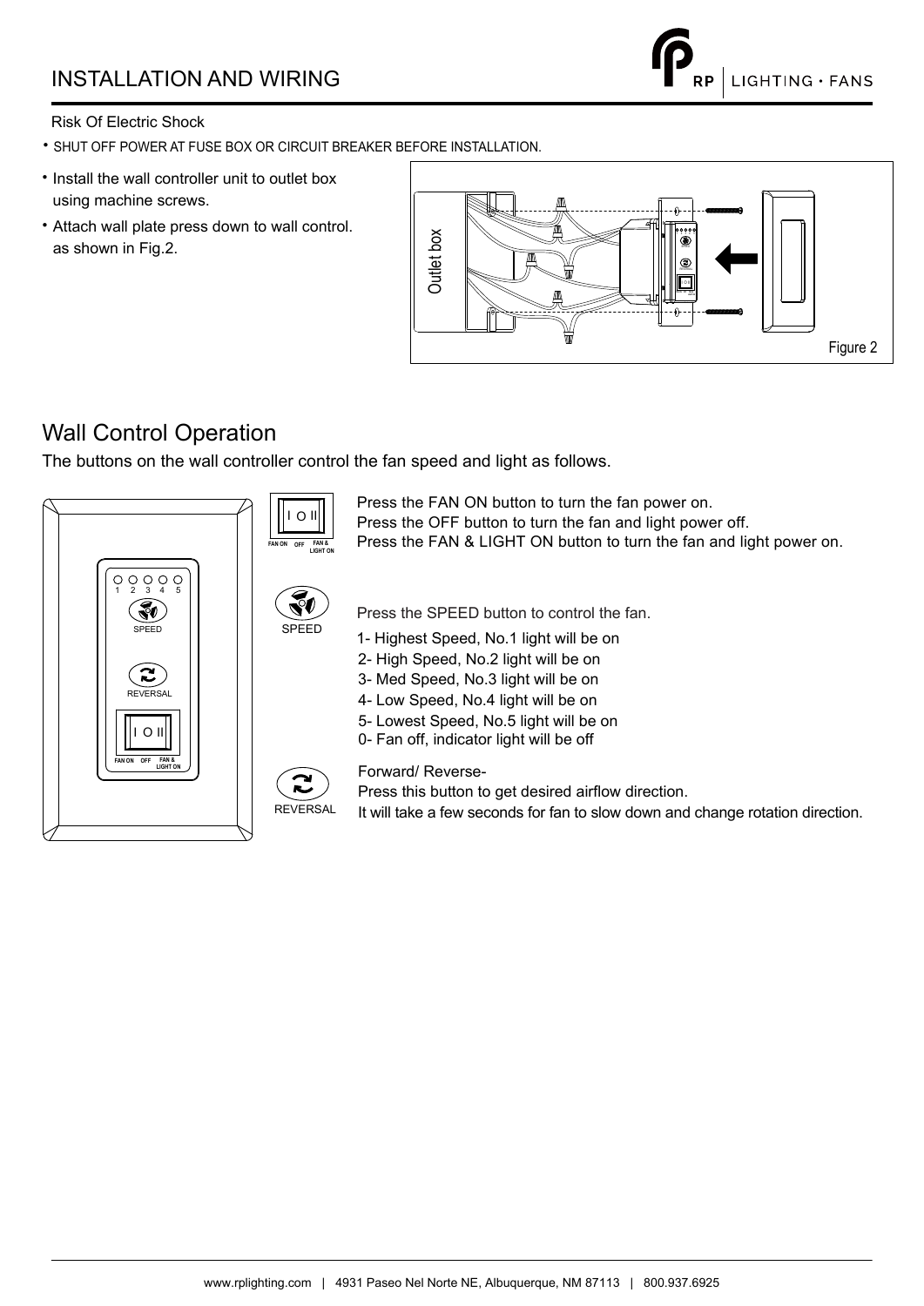# INSTALLATION AND WIRING

Risk Of Electric Shock

- SHUT OFF POWER AT FUSE BOX OR CIRCUIT BREAKER BEFORE INSTALLATION.
- Install the wall controller unit to outlet box using machine screws.
- Attach wall plate press down to wall control. as shown in Fig.2.

Outlet box

Figure 2

## Wall Control Operation

The buttons on the wall controller control the fan speed and light as follows.

FAN ON OFF FAN & LIGHT ON

Press the FAN ON button to turn the fan power on.
Press the OFF button to turn the fan and light power off.
Press the FAN & LIGHT ON button to turn the fan and light power on.

SPEED

Press the SPEED button to control the fan.

1- Highest Speed, No.1 light will be on
2- High Speed, No.2 light will be on
3- Med Speed, No.3 light will be on
4- Low Speed, No.4 light will be on
5- Lowest Speed, No.5 light will be on
0- Fan off, indicator light will be off

REVERSAL

Forward/ Reverse-
Press this button to get desired airflow direction.
It will take a few seconds for fan to slow down and change rotation direction.